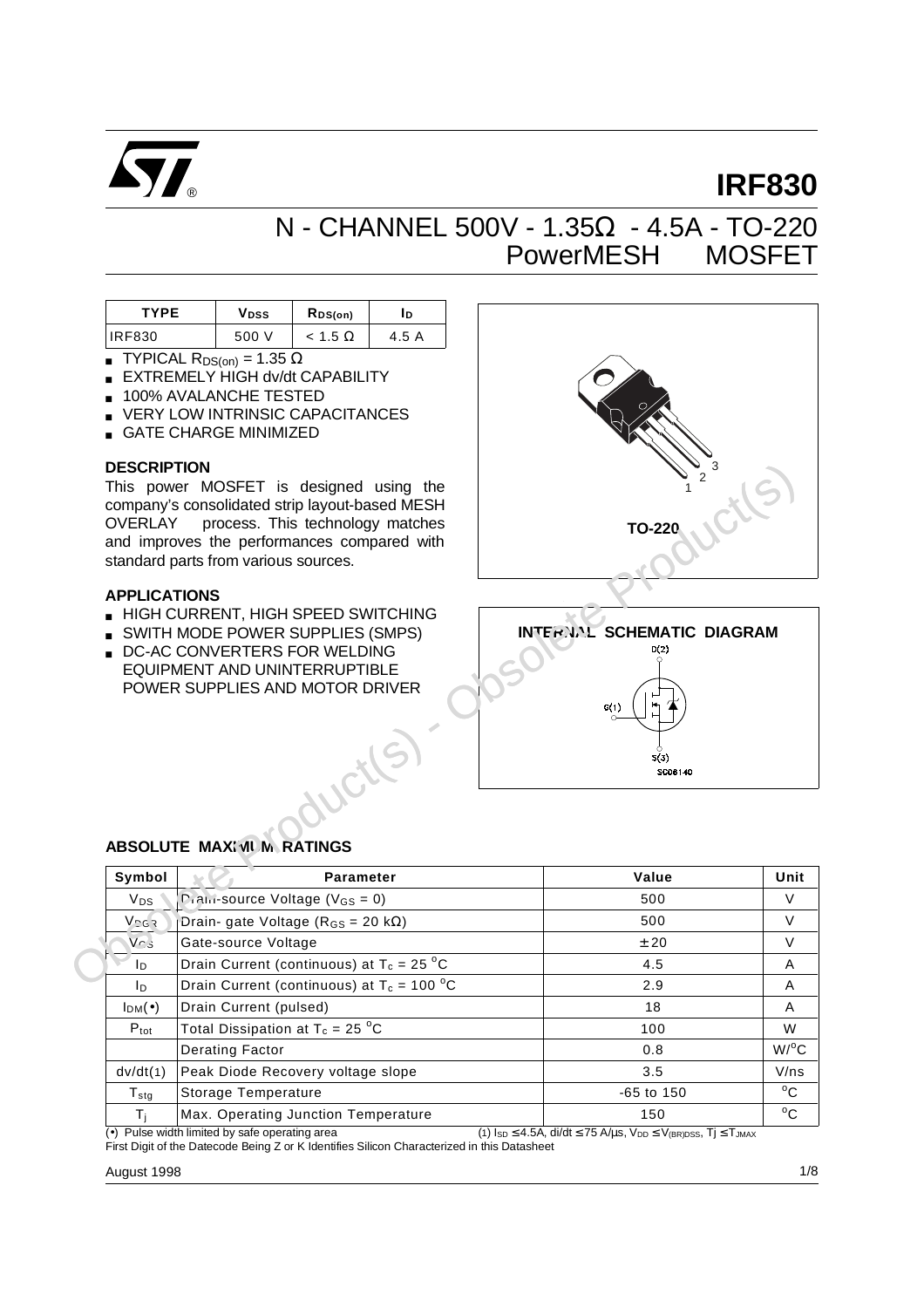# IRF830

## N - CHANNEL 500V - 1.35Ω - 4.5A - TO-220 PowerMESH MOSFET

| TYPE | $V_{DSS}$ | $R_{DS(on)}$ | $I_D$ |
|---|---|---|---|
| IRF830 | 500 V | < 1.5 Ω | 4.5 A |

- TYPICAL $R_{DS(on)}$ = 1.35 Ω
- EXTREMELY HIGH dv/dt CAPABILITY
- 100% AVALANCHE TESTED
- VERY LOW INTRINSIC CAPACITANCES
- GATE CHARGE MINIMIZED

### DESCRIPTION

This power MOSFET is designed using the company's consolidated strip layout-based MESH OVERLAY process. This technology matches and improves the performances compared with standard parts from various sources.

### APPLICATIONS

- HIGH CURRENT, HIGH SPEED SWITCHING
- SWITH MODE POWER SUPPLIES (SMPS)
- DC-AC CONVERTERS FOR WELDING EQUIPMENT AND UNINTERRUPTIBLE POWER SUPPLIES AND MOTOR DRIVER

TO-220

INTERNAL SCHEMATIC DIAGRAM

### ABSOLUTE MAXIMUM RATINGS

| Symbol | Parameter | Value | Unit |
|---|---|---|---|
| $V_{DS}$ | Drain-source Voltage ($V_{GS}$ = 0) | 500 | V |
| $V_{DGR}$ | Drain- gate Voltage ($R_{GS}$ = 20 kΩ) | 500 | V |
| $V_{GS}$ | Gate-source Voltage | ± 20 | V |
| $I_D$ | Drain Current (continuous) at $T_c$ = 25 °C | 4.5 | A |
| $I_D$ | Drain Current (continuous) at $T_c$ = 100 °C | 2.9 | A |
| $I_{DM}$(•) | Drain Current (pulsed) | 18 | A |
| $P_{tot}$ | Total Dissipation at $T_c$ = 25 °C | 100 | W |
| | Derating Factor | 0.8 | W/°C |
| dv/dt(1) | Peak Diode Recovery voltage slope | 3.5 | V/ns |
| $T_{stg}$ | Storage Temperature | -65 to 150 | °C |
| $T_j$ | Max. Operating Junction Temperature | 150 | °C |

(•) Pulse width limited by safe operating area

(1) $I_{SD} \leq 4.5A$, di/dt ≤ 75 A/μs, $V_{DD} \leq V_{(BR)DSS}$, $T_j \leq T_{JMAX}$

First Digit of the Datecode Being Z or K Identifies Silicon Characterized in this Datasheet

August 1998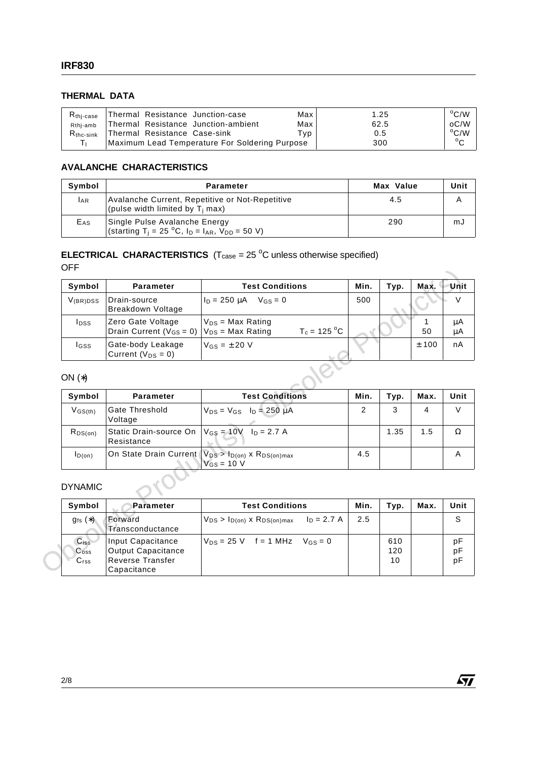## THERMAL DATA

| | | | | |
|---|---|---|---|---|
| $R_{thj-case}$ | Thermal Resistance Junction-case | Max | 1.25 | $^{o}$C/W |
| Rthj-amb | Thermal Resistance Junction-ambient | Max | 62.5 | oC/W |
| $R_{thc-sink}$ | Thermal Resistance Case-sink | Typ | 0.5 | $^{o}$C/W |
| $T_l$ | Maximum Lead Temperature For Soldering Purpose | | 300 | $^{o}$C |

## AVALANCHE CHARACTERISTICS

| Symbol | Parameter | Max Value | Unit |
|---|---|---|---|
| $I_{AR}$ | Avalanche Current, Repetitive or Not-Repetitive (pulse width limited by $T_j$ max) | 4.5 | A |
| $E_{AS}$ | Single Pulse Avalanche Energy (starting $T_j$ = 25 $^{o}$C, $I_D$ = $I_{AR}$, $V_{DD}$ = 50 V) | 290 | mJ |

## ELECTRICAL CHARACTERISTICS ($T_{case}$ = 25 $^{o}$C unless otherwise specified)

OFF

| Symbol | Parameter | Test Conditions | Min. | Typ. | Max. | Unit |
|---|---|---|---|---|---|---|
| $V_{(BR)DSS}$ | Drain-source Breakdown Voltage | $I_D$ = 250 μA $V_{GS}$ = 0 | 500 | | | V |
| $I_{DSS}$ | Zero Gate Voltage Drain Current ($V_{GS}$ = 0) | $V_{DS}$ = Max Rating<br>$V_{DS}$ = Max Rating $T_c$ = 125 $^{o}$C | | | 1<br>50 | μA<br>μA |
| $I_{GSS}$ | Gate-body Leakage Current ($V_{DS}$ = 0) | $V_{GS}$ = ± 20 V | | | ± 100 | nA |

ON (*)

| Symbol | Parameter | Test Conditions | Min. | Typ. | Max. | Unit |
|---|---|---|---|---|---|---|
| $V_{GS(th)}$ | Gate Threshold Voltage | $V_{DS}$ = $V_{GS}$ $I_D$ = 250 μA | 2 | 3 | 4 | V |
| $R_{DS(on)}$ | Static Drain-source On Resistance | $V_{GS}$ = 10V $I_D$ = 2.7 A | | 1.35 | 1.5 | Ω |
| $I_{D(on)}$ | On State Drain Current | $V_{DS}$ > $I_{D(on)}$ x $R_{DS(on)max}$<br>$V_{GS}$ = 10 V | 4.5 | | | A |

DYNAMIC

| Symbol | Parameter | Test Conditions | Min. | Typ. | Max. | Unit |
|---|---|---|---|---|---|---|
| $g_{fs}$ (*) | Forward Transconductance | $V_{DS}$ > $I_{D(on)}$ x $R_{DS(on)max}$ $I_D$ = 2.7 A | 2.5 | | | S |
| $C_{iss}$<br>$C_{oss}$<br>$C_{rss}$ | Input Capacitance<br>Output Capacitance<br>Reverse Transfer Capacitance | $V_{DS}$ = 25 V f = 1 MHz $V_{GS}$ = 0 | | 610<br>120<br>10 | | pF<br>pF<br>pF |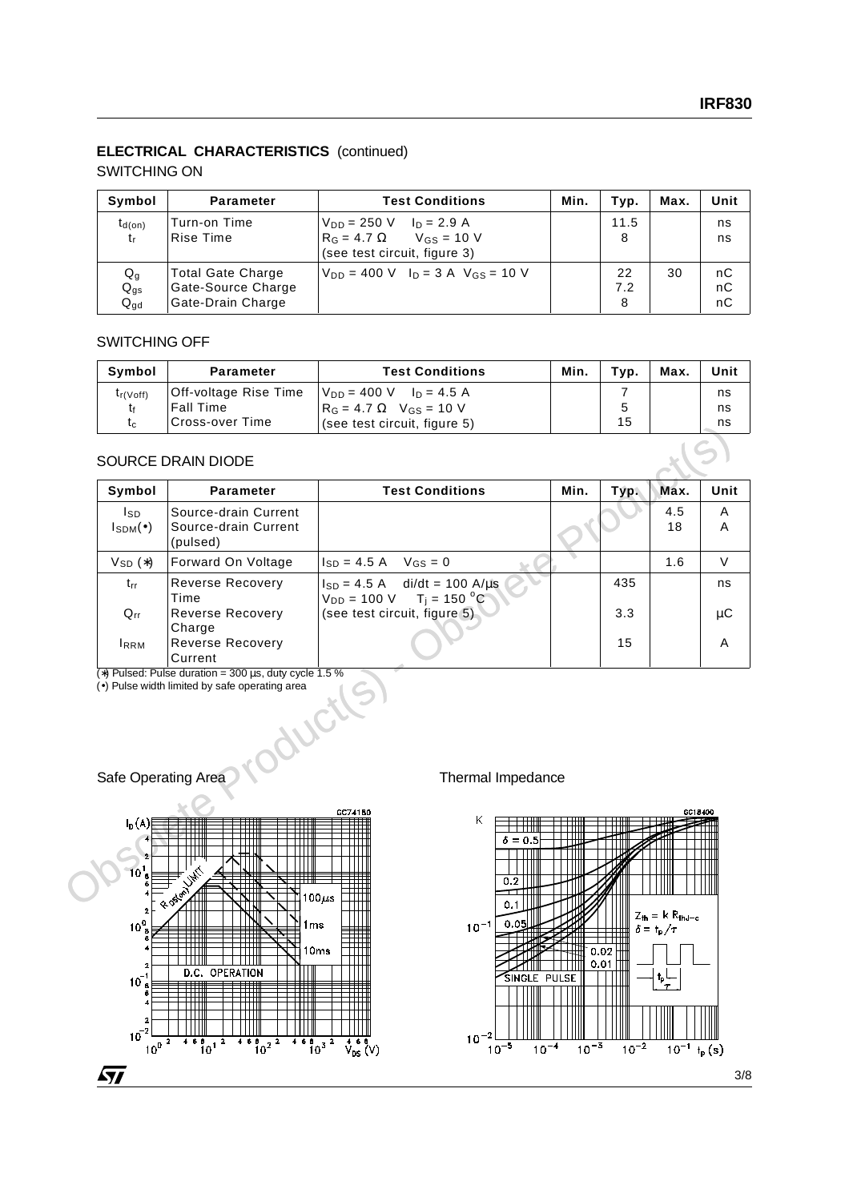## ELECTRICAL CHARACTERISTICS (continued)

### SWITCHING ON

| Symbol | Parameter | Test Conditions | Min. | Typ. | Max. | Unit |
|---|---|---|---|---|---|---|
| $t_{d(on)}$<br>$t_r$ | Turn-on Time<br>Rise Time | $V_{DD}$ = 250 V $I_D$ = 2.9 A<br>$R_G$ = 4.7 Ω $V_{GS}$ = 10 V<br>(see test circuit, figure 3) | | 11.5<br>8 | | ns<br>ns |
| $Q_g$<br>$Q_{gs}$<br>$Q_{gd}$ | Total Gate Charge<br>Gate-Source Charge<br>Gate-Drain Charge | $V_{DD}$ = 400 V $I_D$ = 3 A $V_{GS}$ = 10 V | | 22<br>7.2<br>8 | 30 | nC<br>nC<br>nC |

### SWITCHING OFF

| Symbol | Parameter | Test Conditions | Min. | Typ. | Max. | Unit |
|---|---|---|---|---|---|---|
| $t_{r(Voff)}$<br>$t_f$<br>$t_c$ | Off-voltage Rise Time<br>Fall Time<br>Cross-over Time | $V_{DD}$ = 400 V $I_D$ = 4.5 A<br>$R_G$ = 4.7 Ω $V_{GS}$ = 10 V<br>(see test circuit, figure 5) | | 7<br>5<br>15 | | ns<br>ns<br>ns |

### SOURCE DRAIN DIODE

| Symbol | Parameter | Test Conditions | Min. | Typ. | Max. | Unit |
|---|---|---|---|---|---|---|
| $I_{SD}$<br>$I_{SDM}$(•) | Source-drain Current<br>Source-drain Current (pulsed) | | | | 4.5<br>18 | A<br>A |
| $V_{SD}$ (*) | Forward On Voltage | $I_{SD}$ = 4.5 A $V_{GS}$ = 0 | | | 1.6 | V |
| $t_{rr}$<br>$Q_{rr}$<br>$I_{RRM}$ | Reverse Recovery Time<br>Reverse Recovery Charge<br>Reverse Recovery Current | $I_{SD}$ = 4.5 A di/dt = 100 A/µs<br>$V_{DD}$ = 100 V $T_j$ = 150 °C<br>(see test circuit, figure 5) | | 435<br>3.3<br>15 | | ns<br>µC<br>A |

(*) Pulsed: Pulse duration = 300 µs, duty cycle 1.5 %
(•) Pulse width limited by safe operating area

Safe Operating Area

Thermal Impedance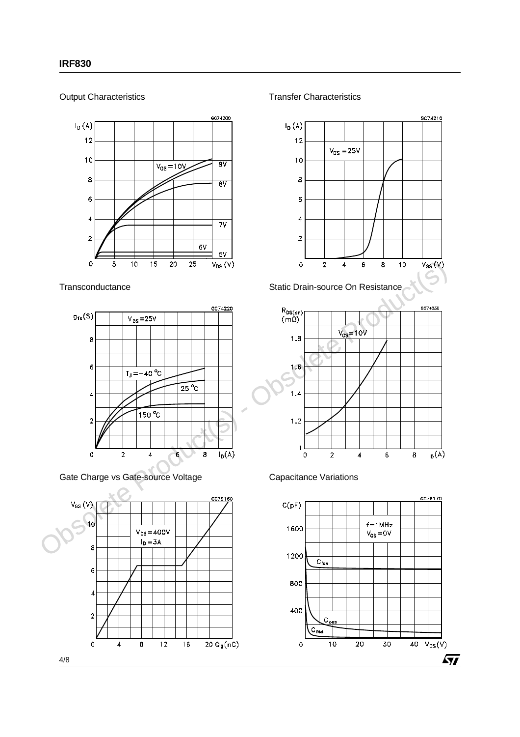Output Characteristics

Transfer Characteristics

Transconductance

Static Drain-source On Resistance

Gate Charge vs Gate-source Voltage

Capacitance Variations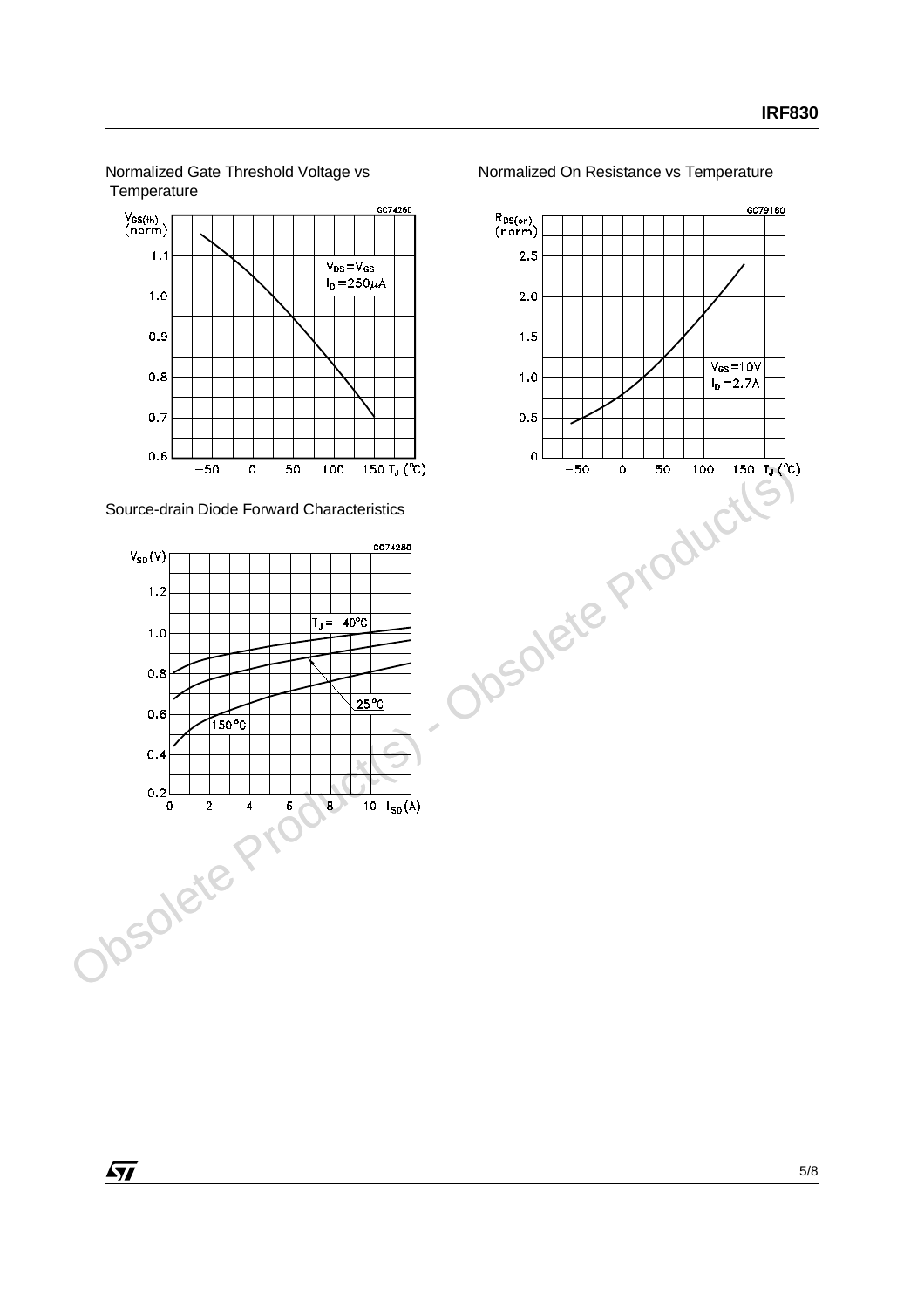Normalized Gate Threshold Voltage vs Temperature

Normalized On Resistance vs Temperature

Source-drain Diode Forward Characteristics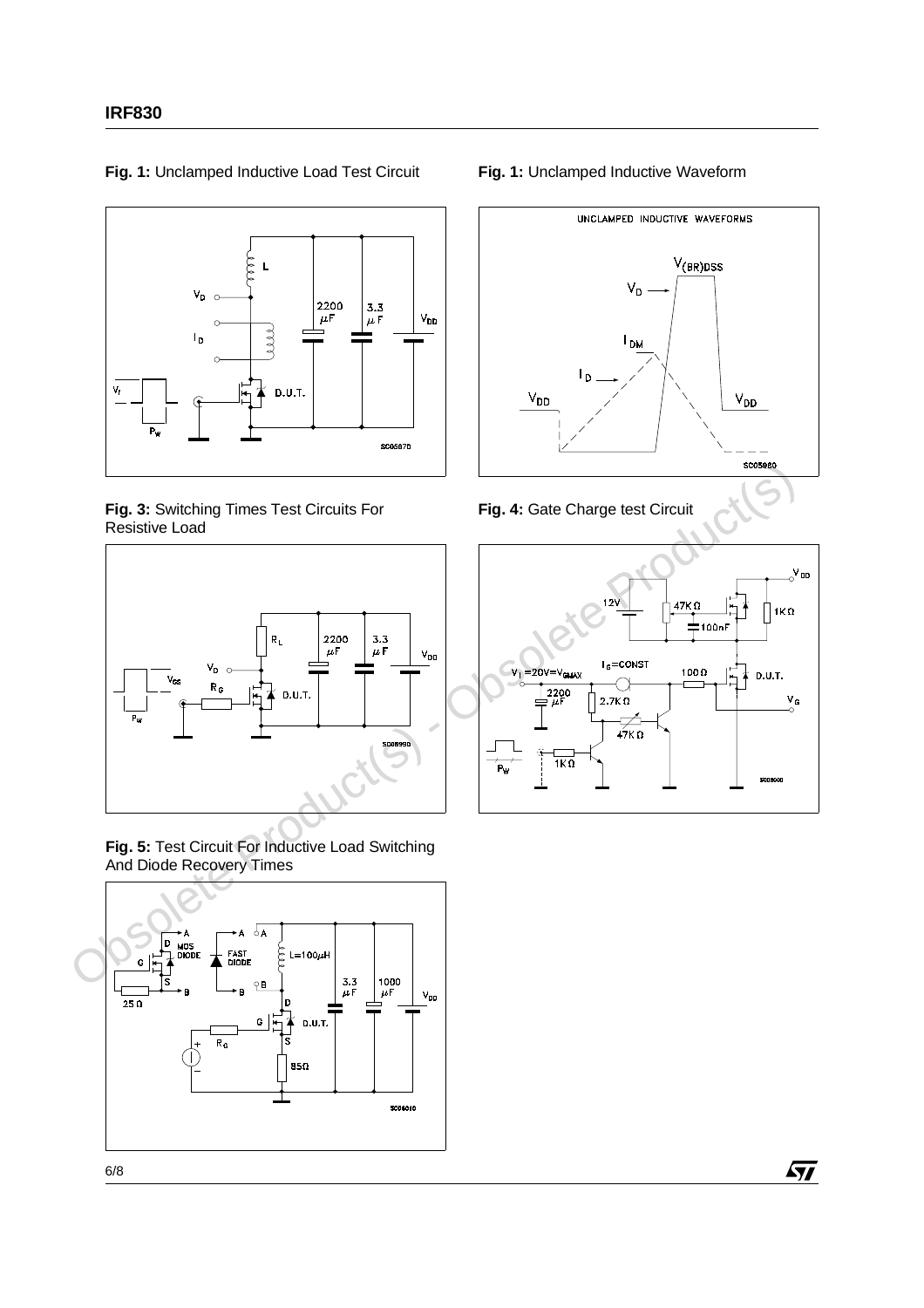**Fig. 1:** Unclamped Inductive Load Test Circuit

**Fig. 1:** Unclamped Inductive Waveform

**Fig. 3:** Switching Times Test Circuits For Resistive Load

**Fig. 4:** Gate Charge test Circuit

**Fig. 5:** Test Circuit For Inductive Load Switching And Diode Recovery Times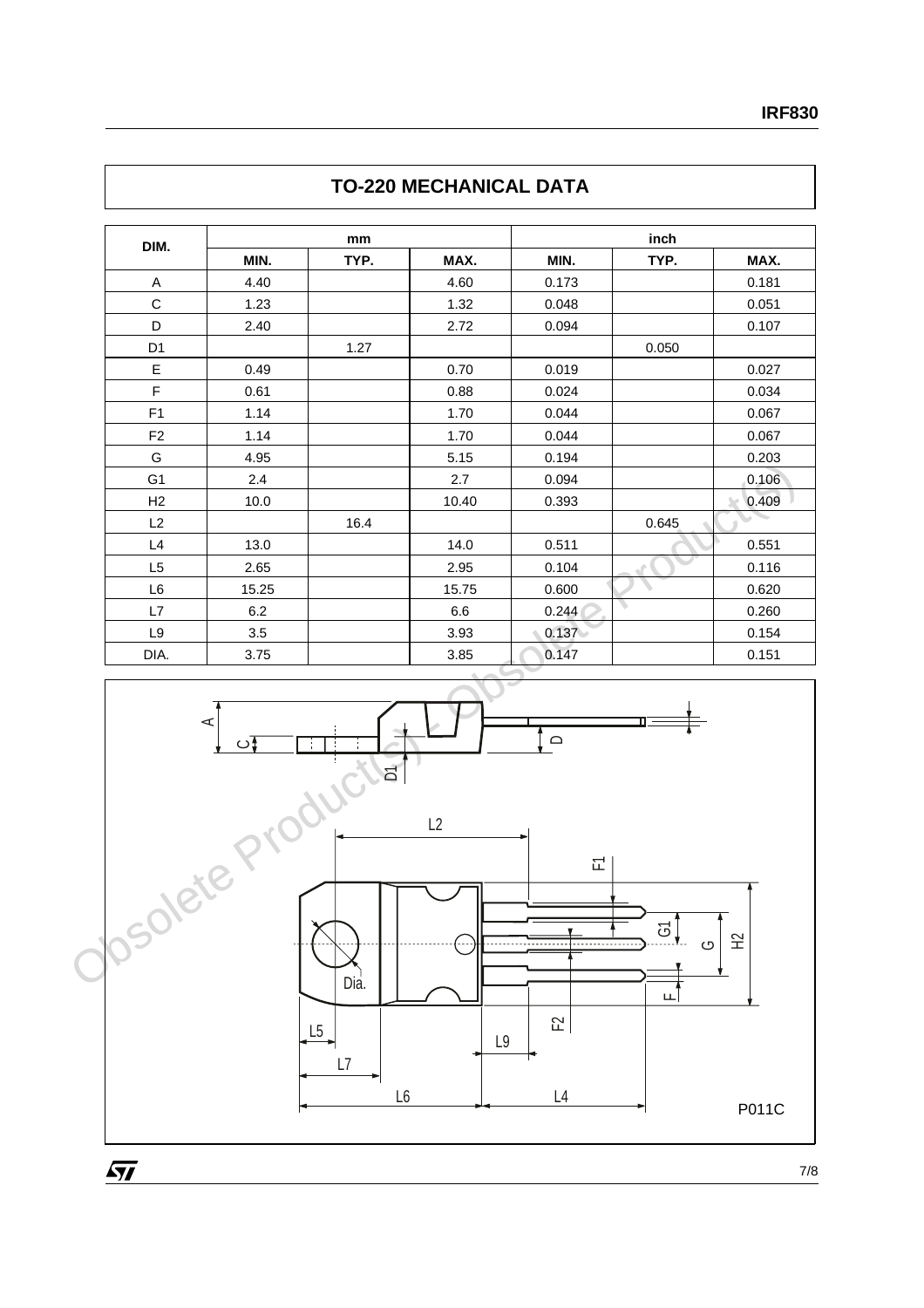## TO-220 MECHANICAL DATA

| DIM. | mm | | | inch | | |
|---|---|---|---|---|---|---|
| | MIN. | TYP. | MAX. | MIN. | TYP. | MAX. |
| A | 4.40 | | 4.60 | 0.173 | | 0.181 |
| C | 1.23 | | 1.32 | 0.048 | | 0.051 |
| D | 2.40 | | 2.72 | 0.094 | | 0.107 |
| D1 | | 1.27 | | | 0.050 | |
| E | 0.49 | | 0.70 | 0.019 | | 0.027 |
| F | 0.61 | | 0.88 | 0.024 | | 0.034 |
| F1 | 1.14 | | 1.70 | 0.044 | | 0.067 |
| F2 | 1.14 | | 1.70 | 0.044 | | 0.067 |
| G | 4.95 | | 5.15 | 0.194 | | 0.203 |
| G1 | 2.4 | | 2.7 | 0.094 | | 0.106 |
| H2 | 10.0 | | 10.40 | 0.393 | | 0.409 |
| L2 | | 16.4 | | | 0.645 | |
| L4 | 13.0 | | 14.0 | 0.511 | | 0.551 |
| L5 | 2.65 | | 2.95 | 0.104 | | 0.116 |
| L6 | 15.25 | | 15.75 | 0.600 | | 0.620 |
| L7 | 6.2 | | 6.6 | 0.244 | | 0.260 |
| L9 | 3.5 | | 3.93 | 0.137 | | 0.154 |
| DIA. | 3.75 | | 3.85 | 0.147 | | 0.151 |

P011C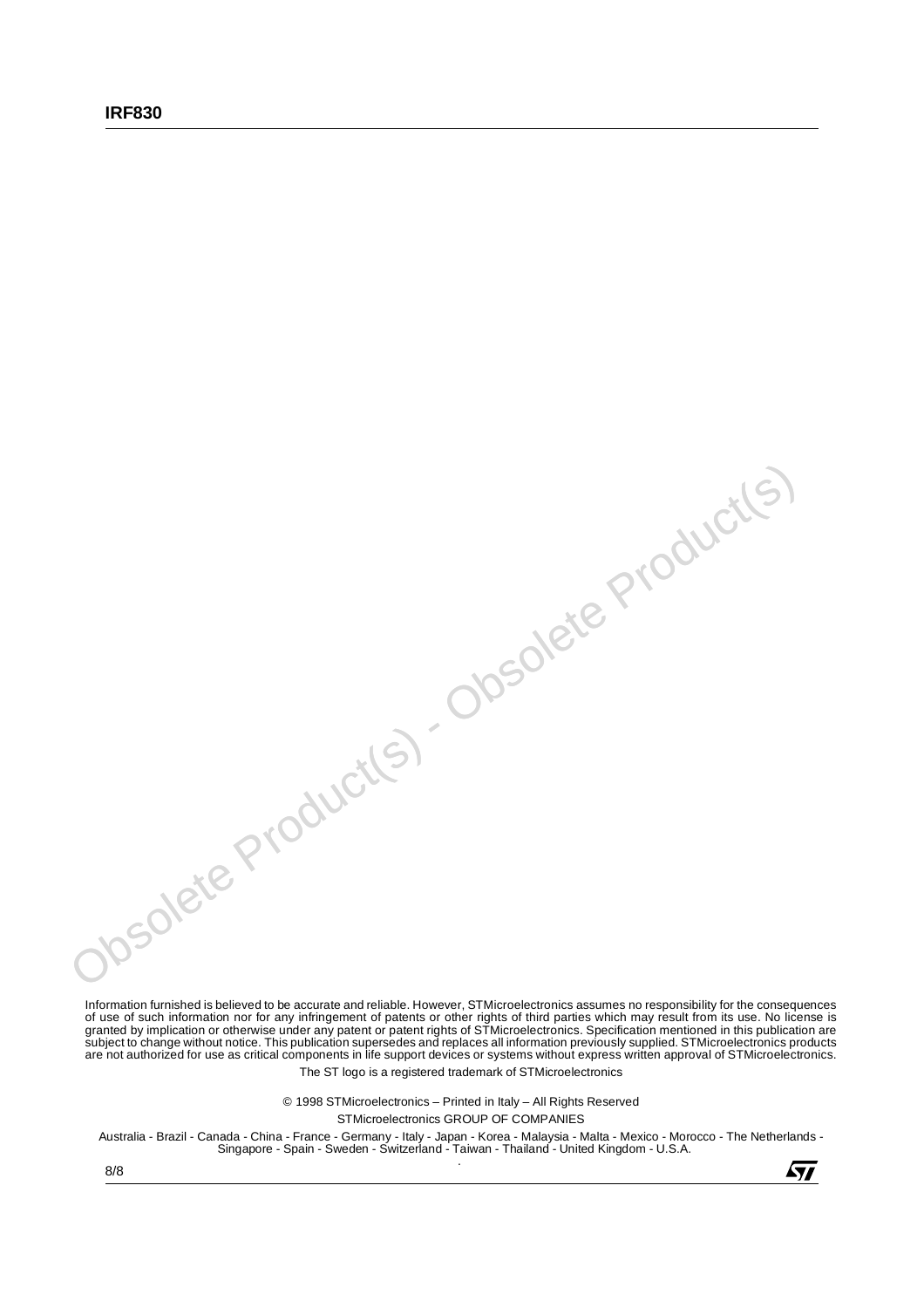Obsolete Product(s) - Obsolete Product(s)

Information furnished is believed to be accurate and reliable. However, STMicroelectronics assumes no responsibility for the consequences of use of such information nor for any infringement of patents or other rights of third parties which may result from its use. No license is granted by implication or otherwise under any patent or patent rights of STMicroelectronics. Specification mentioned in this publication are subject to change without notice. This publication supersedes and replaces all information previously supplied. STMicroelectronics products are not authorized for use as critical components in life support devices or systems without express written approval of STMicroelectronics.

The ST logo is a registered trademark of STMicroelectronics

© 1998 STMicroelectronics – Printed in Italy – All Rights Reserved

STMicroelectronics GROUP OF COMPANIES

Australia - Brazil - Canada - China - France - Germany - Italy - Japan - Korea - Malaysia - Malta - Mexico - Morocco - The Netherlands - Singapore - Spain - Sweden - Switzerland - Taiwan - Thailand - United Kingdom - U.S.A.